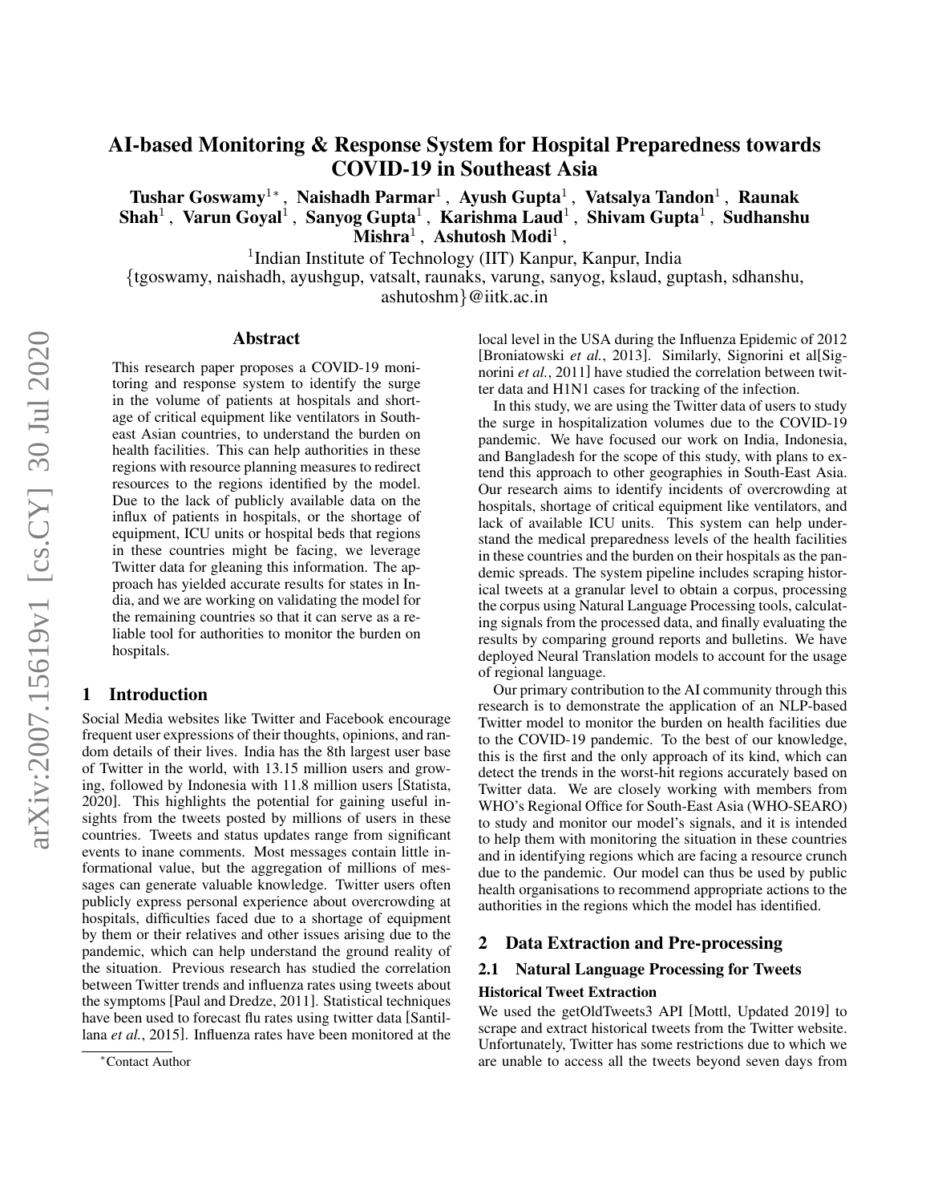# AI-based Monitoring & Response System for Hospital Preparedness towards COVID-19 in Southeast Asia

**Tushar Goswamy[1*], Naishadh Parmar[1], Ayush Gupta[1], Vatsalya Tandon[1], Raunak Shah[1], Varun Goyal[1], Sanyog Gupta[1], Karishma Laud[1], Shivam Gupta[1], Sudhanshu Mishra[1], Ashutosh Modi[1],**

[1]Indian Institute of Technology (IIT) Kanpur, Kanpur, India

{tgoswamy, naishadh, ayushgup, vatsalt, raunaks, varungg, sanyog, kslaud, guptash, sdhanshu, ashutoshm}@iitk.ac.in

## Abstract

This research paper proposes a COVID-19 monitoring and response system to identify the surge in the volume of patients at hospitals and shortage of critical equipment like ventilators in Southeast Asian countries, to understand the burden on health facilities. This can help authorities in these regions with resource planning measures to redirect resources to the regions identified by the model. Due to the lack of publicly available data on the influx of patients in hospitals, or the shortage of equipment, ICU units or hospital beds that regions in these countries might be facing, we leverage Twitter data for gleaning this information. The approach has yielded accurate results for states in India, and we are working on validating the model for the remaining countries so that it can serve as a reliable tool for authorities to monitor the burden on hospitals.

## 1 Introduction

Social Media websites like Twitter and Facebook encourage frequent user expressions of their thoughts, opinions, and random details of their lives. India has the 8th largest user base of Twitter in the world, with 13.15 million users and growing, followed by Indonesia with 11.8 million users [Statista, 2020]. This highlights the potential for gaining useful insights from the tweets posted by millions of users in these countries. Tweets and status updates range from significant events to inane comments. Most messages contain little informational value, but the aggregation of millions of messages can generate valuable knowledge. Twitter users often publicly express personal experience about overcrowding at hospitals, difficulties faced due to a shortage of equipment by them or their relatives and other issues arising due to the pandemic, which can help understand the ground reality of the situation. Previous research has studied the correlation between Twitter trends and influenza rates using tweets about the symptoms [Paul and Dredze, 2011]. Statistical techniques have been used to forecast flu rates using twitter data [Santillana *et al.*, 2015]. Influenza rates have been monitored at the local level in the USA during the Influenza Epidemic of 2012 [Broniatowski *et al.*, 2013]. Similarly, Signorini et al[Signorini *et al.*, 2011] have studied the correlation between twitter data and H1N1 cases for tracking of the infection.

In this study, we are using the Twitter data of users to study the surge in hospitalization volumes due to the COVID-19 pandemic. We have focused our work on India, Indonesia, and Bangladesh for the scope of this study, with plans to extend this approach to other geographies in South-East Asia. Our research aims to identify incidents of overcrowding at hospitals, shortage of critical equipment like ventilators, and lack of available ICU units. This system can help understand the medical preparedness levels of the health facilities in these countries and the burden on their hospitals as the pandemic spreads. The system pipeline includes scraping historical tweets at a granular level to obtain a corpus, processing the corpus using Natural Language Processing tools, calculating signals from the processed data, and finally evaluating the results by comparing ground reports and bulletins. We have deployed Neural Translation models to account for the usage of regional language.

Our primary contribution to the AI community through this research is to demonstrate the application of an NLP-based Twitter model to monitor the burden on health facilities due to the COVID-19 pandemic. To the best of our knowledge, this is the first and the only approach of its kind, which can detect the trends in the worst-hit regions accurately based on Twitter data. We are closely working with members from WHO's Regional Office for South-East Asia (WHO-SEARO) to study and monitor our model's signals, and it is intended to help them with monitoring the situation in these countries and in identifying regions which are facing a resource crunch due to the pandemic. Our model can thus be used by public health organisations to recommend appropriate actions to the authorities in the regions which the model has identified.

## 2 Data Extraction and Pre-processing

### 2.1 Natural Language Processing for Tweets

**Historical Tweet Extraction**

We used the getOldTweets3 API [Mottl, Updated 2019] to scrape and extract historical tweets from the Twitter website. Unfortunately, Twitter has some restrictions due to which we are unable to access all the tweets beyond seven days from

[*]Contact Author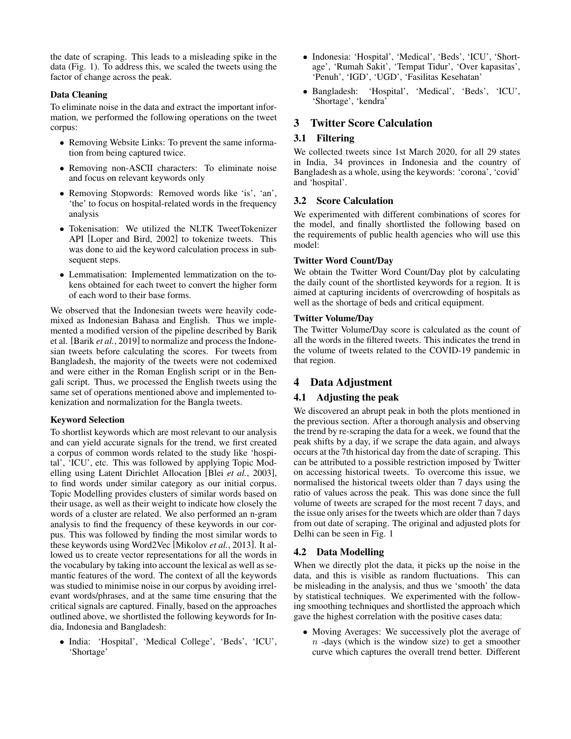the date of scraping. This leads to a misleading spike in the data (Fig. 1). To address this, we scaled the tweets using the factor of change across the peak.

#### Data Cleaning

To eliminate noise in the data and extract the important information, we performed the following operations on the tweet corpus:

- Removing Website Links: To prevent the same information from being captured twice.
- Removing non-ASCII characters: To eliminate noise and focus on relevant keywords only
- Removing Stopwords: Removed words like 'is', 'an', 'the' to focus on hospital-related words in the frequency analysis
- Tokenisation: We utilized the NLTK TweetTokenizer API [Loper and Bird, 2002] to tokenize tweets. This was done to aid the keyword calculation process in subsequent steps.
- Lemmatisation: Implemented lemmatization on the tokens obtained for each tweet to convert the higher form of each word to their base forms.

We observed that the Indonesian tweets were heavily codemixed as Indonesian Bahasa and English. Thus we implemented a modified version of the pipeline described by Barik et al. [Barik *et al.*, 2019] to normalize and process the Indonesian tweets before calculating the scores. For tweets from Bangladesh, the majority of the tweets were not codemixed and were either in the Roman English script or in the Bengali script. Thus, we processed the English tweets using the same set of operations mentioned above and implemented tokenization and normalization for the Bangla tweets.

#### Keyword Selection

To shortlist keywords which are most relevant to our analysis and can yield accurate signals for the trend, we first created a corpus of common words related to the study like 'hospital', 'ICU', etc. This was followed by applying Topic Modelling using Latent Dirichlet Allocation [Blei *et al.*, 2003], to find words under similar category as our initial corpus. Topic Modelling provides clusters of similar words based on their usage, as well as their weight to indicate how closely the words of a cluster are related. We also performed an n-gram analysis to find the frequency of these keywords in our corpus. This was followed by finding the most similar words to these keywords using Word2Vec [Mikolov *et al.*, 2013]. It allowed us to create vector representations for all the words in the vocabulary by taking into account the lexical as well as semantic features of the word. The context of all the keywords was studied to minimise noise in our corpus by avoiding irrelevant words/phrases, and at the same time ensuring that the critical signals are captured. Finally, based on the approaches outlined above, we shortlisted the following keywords for India, Indonesia and Bangladesh:

- India: 'Hospital', 'Medical College', 'Beds', 'ICU', 'Shortage'
- Indonesia: 'Hospital', 'Medical', 'Beds', 'ICU', 'Shortage', 'Rumah Sakit', 'Tempat Tidur', 'Over kapasitas', 'Penuh', 'IGD', 'UGD', 'Fasilitas Kesehatan'
- Bangladesh: 'Hospital', 'Medical', 'Beds', 'ICU', 'Shortage', 'kendra'

## 3 Twitter Score Calculation

### 3.1 Filtering

We collected tweets since 1st March 2020, for all 29 states in India, 34 provinces in Indonesia and the country of Bangladesh as a whole, using the keywords: 'corona', 'covid' and 'hospital'.

### 3.2 Score Calculation

We experimented with different combinations of scores for the model, and finally shortlisted the following based on the requirements of public health agencies who will use this model:

#### Twitter Word Count/Day

We obtain the Twitter Word Count/Day plot by calculating the daily count of the shortlisted keywords for a region. It is aimed at capturing incidents of overcrowding of hospitals as well as the shortage of beds and critical equipment.

#### Twitter Volume/Day

The Twitter Volume/Day score is calculated as the count of all the words in the filtered tweets. This indicates the trend in the volume of tweets related to the COVID-19 pandemic in that region.

## 4 Data Adjustment

### 4.1 Adjusting the peak

We discovered an abrupt peak in both the plots mentioned in the previous section. After a thorough analysis and observing the trend by re-scraping the data for a week, we found that the peak shifts by a day, if we scrape the data again, and always occurs at the 7th historical day from the date of scraping. This can be attributed to a possible restriction imposed by Twitter on accessing historical tweets. To overcome this issue, we normalised the historical tweets older than 7 days using the ratio of values across the peak. This was done since the full volume of tweets are scraped for the most recent 7 days, and the issue only arises for the tweets which are older than 7 days from out date of scraping. The original and adjusted plots for Delhi can be seen in Fig. 1

### 4.2 Data Modelling

When we directly plot the data, it picks up the noise in the data, and this is visible as random fluctuations. This can be misleading in the analysis, and thus we 'smooth' the data by statistical techniques. We experimented with the following smoothing techniques and shortlisted the approach which gave the highest correlation with the positive cases data:

- Moving Averages: We successively plot the average of $n$ -days (which is the window size) to get a smoother curve which captures the overall trend better. Different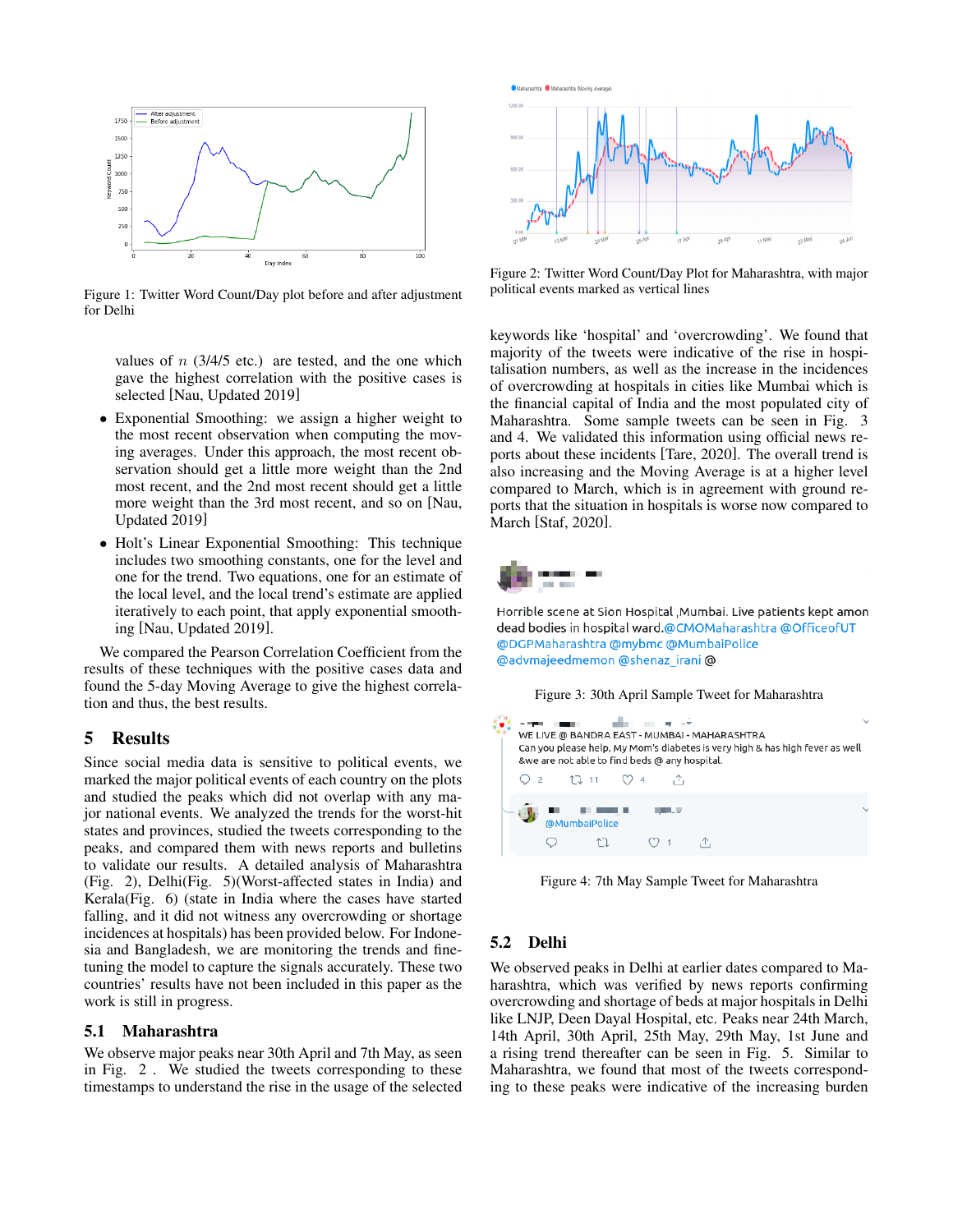Figure 1: Twitter Word Count/Day plot before and after adjustment for Delhi

values of $n$ (3/4/5 etc.) are tested, and the one which gave the highest correlation with the positive cases is selected [Nau, Updated 2019]

- Exponential Smoothing: we assign a higher weight to the most recent observation when computing the moving averages. Under this approach, the most recent observation should get a little more weight than the 2nd most recent, and the 2nd most recent should get a little more weight than the 3rd most recent, and so on [Nau, Updated 2019]
- Holt's Linear Exponential Smoothing: This technique includes two smoothing constants, one for the level and one for the trend. Two equations, one for an estimate of the local level, and the local trend's estimate are applied iteratively to each point, that apply exponential smoothing [Nau, Updated 2019].

We compared the Pearson Correlation Coefficient from the results of these techniques with the positive cases data and found the 5-day Moving Average to give the highest correlation and thus, the best results.

## 5 Results

Since social media data is sensitive to political events, we marked the major political events of each country on the plots and studied the peaks which did not overlap with any major national events. We analyzed the trends for the worst-hit states and provinces, studied the tweets corresponding to the peaks, and compared them with news reports and bulletins to validate our results. A detailed analysis of Maharashtra (Fig. 2), Delhi(Fig. 5)(Worst-affected states in India) and Kerala(Fig. 6) (state in India where the cases have started falling, and it did not witness any overcrowding or shortage incidences at hospitals) has been provided below. For Indonesia and Bangladesh, we are monitoring the trends and fine-tuning the model to capture the signals accurately. These two countries' results have not been included in this paper as the work is still in progress.

### 5.1 Maharashtra

We observe major peaks near 30th April and 7th May, as seen in Fig. 2 . We studied the tweets corresponding to these timestamps to understand the rise in the usage of the selected keywords like 'hospital' and 'overcrowding'. We found that majority of the tweets were indicative of the rise in hospitalisation numbers, as well as the increase in the incidences of overcrowding at hospitals in cities like Mumbai which is the financial capital of India and the most populated city of Maharashtra. Some sample tweets can be seen in Fig. 3 and 4. We validated this information using official news reports about these incidents [Tare, 2020]. The overall trend is also increasing and the Moving Average is at a higher level compared to March, which is in agreement with ground reports that the situation in hospitals is worse now compared to March [Staf, 2020].

Figure 2: Twitter Word Count/Day Plot for Maharashtra, with major political events marked as vertical lines

Figure 3: 30th April Sample Tweet for Maharashtra

Figure 4: 7th May Sample Tweet for Maharashtra

### 5.2 Delhi

We observed peaks in Delhi at earlier dates compared to Maharashtra, which was verified by news reports confirming overcrowding and shortage of beds at major hospitals in Delhi like LNJP, Deen Dayal Hospital, etc. Peaks near 24th March, 14th April, 30th April, 25th May, 29th May, 1st June and a rising trend thereafter can be seen in Fig. 5. Similar to Maharashtra, we found that most of the tweets corresponding to these peaks were indicative of the increasing burden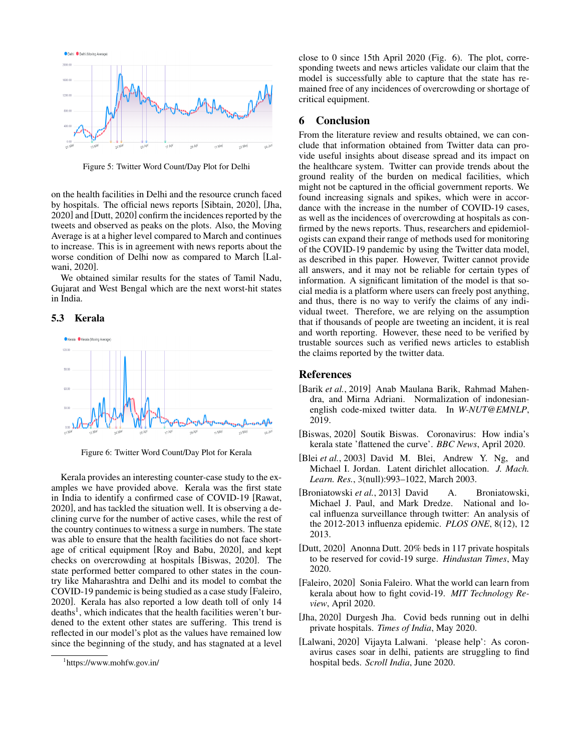Figure 5: Twitter Word Count/Day Plot for Delhi

on the health facilities in Delhi and the resource crunch faced by hospitals. The official news reports [Sibtain, 2020], [Jha, 2020] and [Dutt, 2020] confirm the incidences reported by the tweets and observed as peaks on the plots. Also, the Moving Average is at a higher level compared to March and continues to increase. This is in agreement with news reports about the worse condition of Delhi now as compared to March [Lalwani, 2020].

We obtained similar results for the states of Tamil Nadu, Gujarat and West Bengal which are the next worst-hit states in India.

### 5.3 Kerala

Figure 6: Twitter Word Count/Day Plot for Kerala

Kerala provides an interesting counter-case study to the examples we have provided above. Kerala was the first state in India to identify a confirmed case of COVID-19 [Rawat, 2020], and has tackled the situation well. It is observing a declining curve for the number of active cases, while the rest of the country continues to witness a surge in numbers. The state was able to ensure that the health facilities do not face shortage of critical equipment [Roy and Babu, 2020], and kept checks on overcrowding at hospitals [Biswas, 2020]. The state performed better compared to other states in the country like Maharashtra and Delhi and its model to combat the COVID-19 pandemic is being studied as a case study [Faleiro, 2020]. Kerala has also reported a low death toll of only 14 deaths[1], which indicates that the health facilities weren't burdened to the extent other states are suffering. This trend is reflected in our model's plot as the values have remained low since the beginning of the study, and has stagnated at a level close to 0 since 15th April 2020 (Fig. 6). The plot, corresponding tweets and news articles validate our claim that the model is successfully able to capture that the state has remained free of any incidences of overcrowding or shortage of critical equipment.

[1] https://www.mohfw.gov.in/

## 6 Conclusion

From the literature review and results obtained, we can conclude that information obtained from Twitter data can provide useful insights about disease spread and its impact on the healthcare system. Twitter can provide trends about the ground reality of the burden on medical facilities, which might not be captured in the official government reports. We found increasing signals and spikes, which were in accordance with the increase in the number of COVID-19 cases, as well as the incidences of overcrowding at hospitals as confirmed by the news reports. Thus, researchers and epidemiologists can expand their range of methods used for monitoring of the COVID-19 pandemic by using the Twitter data model, as described in this paper. However, Twitter cannot provide all answers, and it may not be reliable for certain types of information. A significant limitation of the model is that social media is a platform where users can freely post anything, and thus, there is no way to verify the claims of any individual tweet. Therefore, we are relying on the assumption that if thousands of people are tweeting on an incident, it is real and worth reporting. However, these need to be verified by trustable sources such as verified news articles to establish the claims reported by the twitter data.

## References

[Barik *et al.*, 2019] Anab Maulana Barik, Rahmad Mahendra, and Mirna Adriani. Normalization of indonesian-english code-mixed twitter data. In *W-NUT@EMNLP*, 2019.

[Biswas, 2020] Soutik Biswas. Coronavirus: How india's kerala state 'flattened the curve'. *BBC News*, April 2020.

[Blei *et al.*, 2003] David M. Blei, Andrew Y. Ng, and Michael I. Jordan. Latent dirichlet allocation. *J. Mach. Learn. Res.*, 3(null):993–1022, March 2003.

[Broniatowski *et al.*, 2013] David A. Broniatowski, Michael J. Paul, and Mark Dredze. National and local influenza surveillance through twitter: An analysis of the 2012-2013 influenza epidemic. *PLOS ONE*, 8(12), 12 2013.

[Dutt, 2020] Anonna Dutt. 20% beds in 117 private hospitals to be reserved for covid-19 surge. *Hindustan Times*, May 2020.

[Faleiro, 2020] Sonia Faleiro. What the world can learn from kerala about how to fight covid-19. *MIT Technology Review*, April 2020.

[Jha, 2020] Durgesh Jha. Covid beds running out in delhi private hospitals. *Times of India*, May 2020.

[Lalwani, 2020] Vijayta Lalwani. 'please help': As coronavirus cases soar in delhi, patients are struggling to find hospital beds. *Scroll India*, June 2020.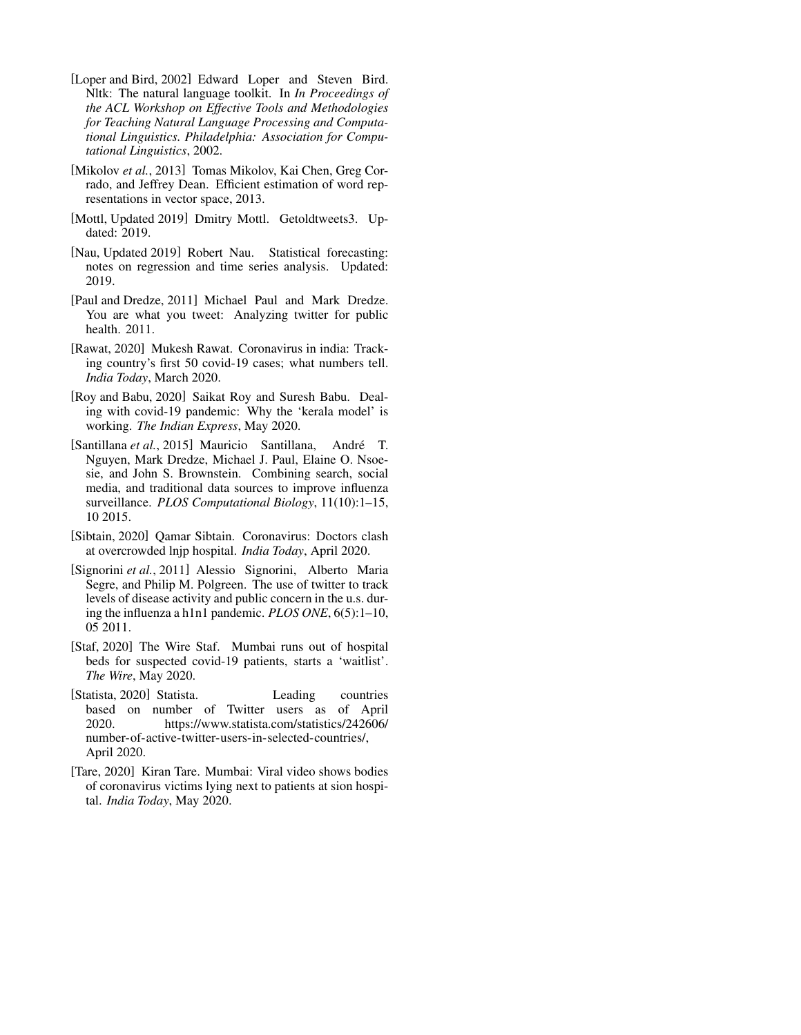[Loper and Bird, 2002] Edward Loper and Steven Bird. Nltk: The natural language toolkit. In *In Proceedings of the ACL Workshop on Effective Tools and Methodologies for Teaching Natural Language Processing and Computational Linguistics. Philadelphia: Association for Computational Linguistics*, 2002.

[Mikolov *et al.*, 2013] Tomas Mikolov, Kai Chen, Greg Corrado, and Jeffrey Dean. Efficient estimation of word representations in vector space, 2013.

[Mottl, Updated 2019] Dmitry Mottl. Getoldtweets3. Updated: 2019.

[Nau, Updated 2019] Robert Nau. Statistical forecasting: notes on regression and time series analysis. Updated: 2019.

[Paul and Dredze, 2011] Michael Paul and Mark Dredze. You are what you tweet: Analyzing twitter for public health. 2011.

[Rawat, 2020] Mukesh Rawat. Coronavirus in india: Tracking country's first 50 covid-19 cases; what numbers tell. *India Today*, March 2020.

[Roy and Babu, 2020] Saikat Roy and Suresh Babu. Dealing with covid-19 pandemic: Why the 'kerala model' is working. *The Indian Express*, May 2020.

[Santillana *et al.*, 2015] Mauricio Santillana, André T. Nguyen, Mark Dredze, Michael J. Paul, Elaine O. Nsoesie, and John S. Brownstein. Combining search, social media, and traditional data sources to improve influenza surveillance. *PLOS Computational Biology*, 11(10):1–15, 10 2015.

[Sibtain, 2020] Qamar Sibtain. Coronavirus: Doctors clash at overcrowded lnjp hospital. *India Today*, April 2020.

[Signorini *et al.*, 2011] Alessio Signorini, Alberto Maria Segre, and Philip M. Polgreen. The use of twitter to track levels of disease activity and public concern in the u.s. during the influenza a h1n1 pandemic. *PLOS ONE*, 6(5):1–10, 05 2011.

[Staf, 2020] The Wire Staf. Mumbai runs out of hospital beds for suspected covid-19 patients, starts a 'waitlist'. *The Wire*, May 2020.

[Statista, 2020] Statista. Leading countries based on number of Twitter users as of April 2020. https://www.statista.com/statistics/242606/number-of-active-twitter-users-in-selected-countries/, April 2020.

[Tare, 2020] Kiran Tare. Mumbai: Viral video shows bodies of coronavirus victims lying next to patients at sion hospital. *India Today*, May 2020.